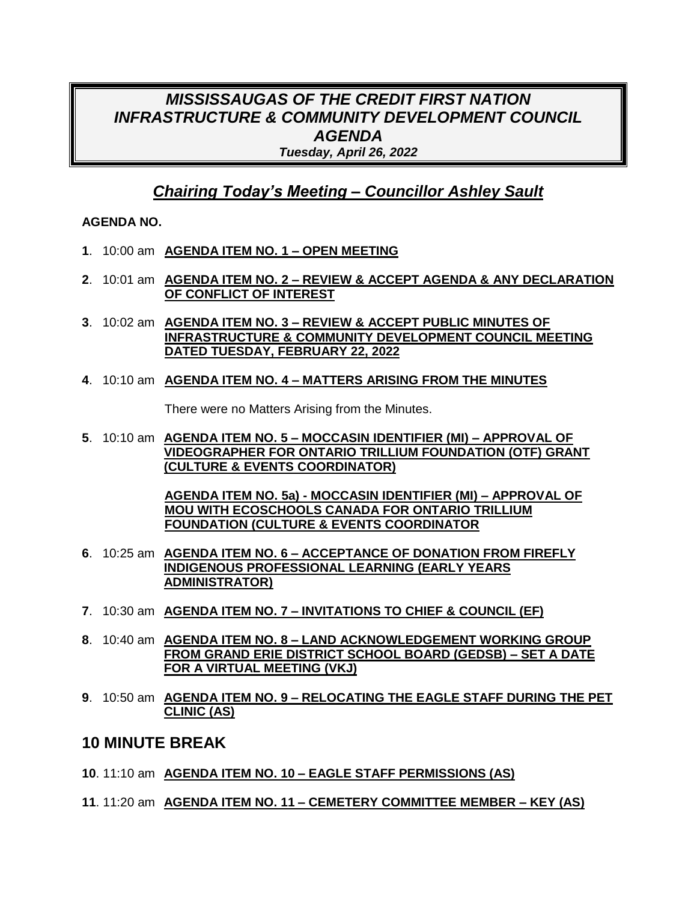# *MISSISSAUGAS OF THE CREDIT FIRST NATION INFRASTRUCTURE & COMMUNITY DEVELOPMENT COUNCIL AGENDA*

***Tuesday, April 26, 2022***

## ***Chairing Today's Meeting – Councillor Ashley Sault***

**AGENDA NO.**

**1**. 10:00 am **AGENDA ITEM NO. 1 – OPEN MEETING**

**2**. 10:01 am **AGENDA ITEM NO. 2 – REVIEW & ACCEPT AGENDA & ANY DECLARATION OF CONFLICT OF INTEREST**

**3**. 10:02 am **AGENDA ITEM NO. 3 – REVIEW & ACCEPT PUBLIC MINUTES OF INFRASTRUCTURE & COMMUNITY DEVELOPMENT COUNCIL MEETING DATED TUESDAY, FEBRUARY 22, 2022**

**4**. 10:10 am **AGENDA ITEM NO. 4 – MATTERS ARISING FROM THE MINUTES**

There were no Matters Arising from the Minutes.

**5**. 10:10 am **AGENDA ITEM NO. 5 – MOCCASIN IDENTIFIER (MI) – APPROVAL OF VIDEOGRAPHER FOR ONTARIO TRILLIUM FOUNDATION (OTF) GRANT (CULTURE & EVENTS COORDINATOR)**

**AGENDA ITEM NO. 5a) - MOCCASIN IDENTIFIER (MI) – APPROVAL OF MOU WITH ECOSCHOOLS CANADA FOR ONTARIO TRILLIUM FOUNDATION (CULTURE & EVENTS COORDINATOR**

**6**. 10:25 am **AGENDA ITEM NO. 6 – ACCEPTANCE OF DONATION FROM FIREFLY INDIGENOUS PROFESSIONAL LEARNING (EARLY YEARS ADMINISTRATOR)**

**7**. 10:30 am **AGENDA ITEM NO. 7 – INVITATIONS TO CHIEF & COUNCIL (EF)**

**8**. 10:40 am **AGENDA ITEM NO. 8 – LAND ACKNOWLEDGEMENT WORKING GROUP FROM GRAND ERIE DISTRICT SCHOOL BOARD (GEDSB) – SET A DATE FOR A VIRTUAL MEETING (VKJ)**

**9**. 10:50 am **AGENDA ITEM NO. 9 – RELOCATING THE EAGLE STAFF DURING THE PET CLINIC (AS)**

## 10 MINUTE BREAK

**10**. 11:10 am **AGENDA ITEM NO. 10 – EAGLE STAFF PERMISSIONS (AS)**

**11**. 11:20 am **AGENDA ITEM NO. 11 – CEMETERY COMMITTEE MEMBER – KEY (AS)**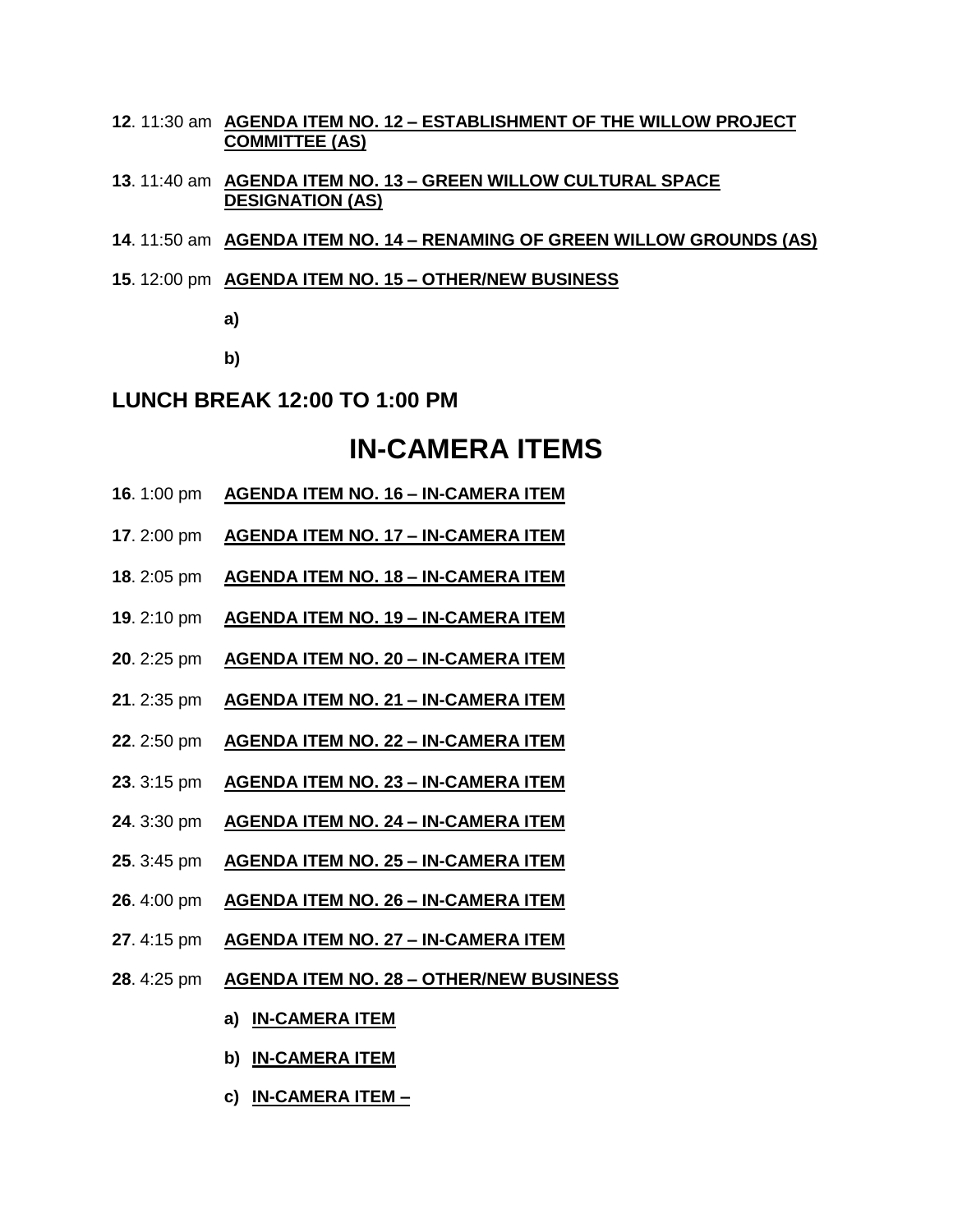**12**. 11:30 am **AGENDA ITEM NO. 12 – ESTABLISHMENT OF THE WILLOW PROJECT COMMITTEE (AS)**

**13**. 11:40 am **AGENDA ITEM NO. 13 – GREEN WILLOW CULTURAL SPACE DESIGNATION (AS)**

**14**. 11:50 am **AGENDA ITEM NO. 14 – RENAMING OF GREEN WILLOW GROUNDS (AS)**

**15**. 12:00 pm **AGENDA ITEM NO. 15 – OTHER/NEW BUSINESS**

**a)**

**b)**

**LUNCH BREAK 12:00 TO 1:00 PM**

# IN-CAMERA ITEMS

**16**. 1:00 pm **AGENDA ITEM NO. 16 – IN-CAMERA ITEM**

**17**. 2:00 pm **AGENDA ITEM NO. 17 – IN-CAMERA ITEM**

**18**. 2:05 pm **AGENDA ITEM NO. 18 – IN-CAMERA ITEM**

**19**. 2:10 pm **AGENDA ITEM NO. 19 – IN-CAMERA ITEM**

**20**. 2:25 pm **AGENDA ITEM NO. 20 – IN-CAMERA ITEM**

**21**. 2:35 pm **AGENDA ITEM NO. 21 – IN-CAMERA ITEM**

**22**. 2:50 pm **AGENDA ITEM NO. 22 – IN-CAMERA ITEM**

**23**. 3:15 pm **AGENDA ITEM NO. 23 – IN-CAMERA ITEM**

**24**. 3:30 pm **AGENDA ITEM NO. 24 – IN-CAMERA ITEM**

**25**. 3:45 pm **AGENDA ITEM NO. 25 – IN-CAMERA ITEM**

**26**. 4:00 pm **AGENDA ITEM NO. 26 – IN-CAMERA ITEM**

**27**. 4:15 pm **AGENDA ITEM NO. 27 – IN-CAMERA ITEM**

**28**. 4:25 pm **AGENDA ITEM NO. 28 – OTHER/NEW BUSINESS**

**a) IN-CAMERA ITEM**

**b) IN-CAMERA ITEM**

**c) IN-CAMERA ITEM –**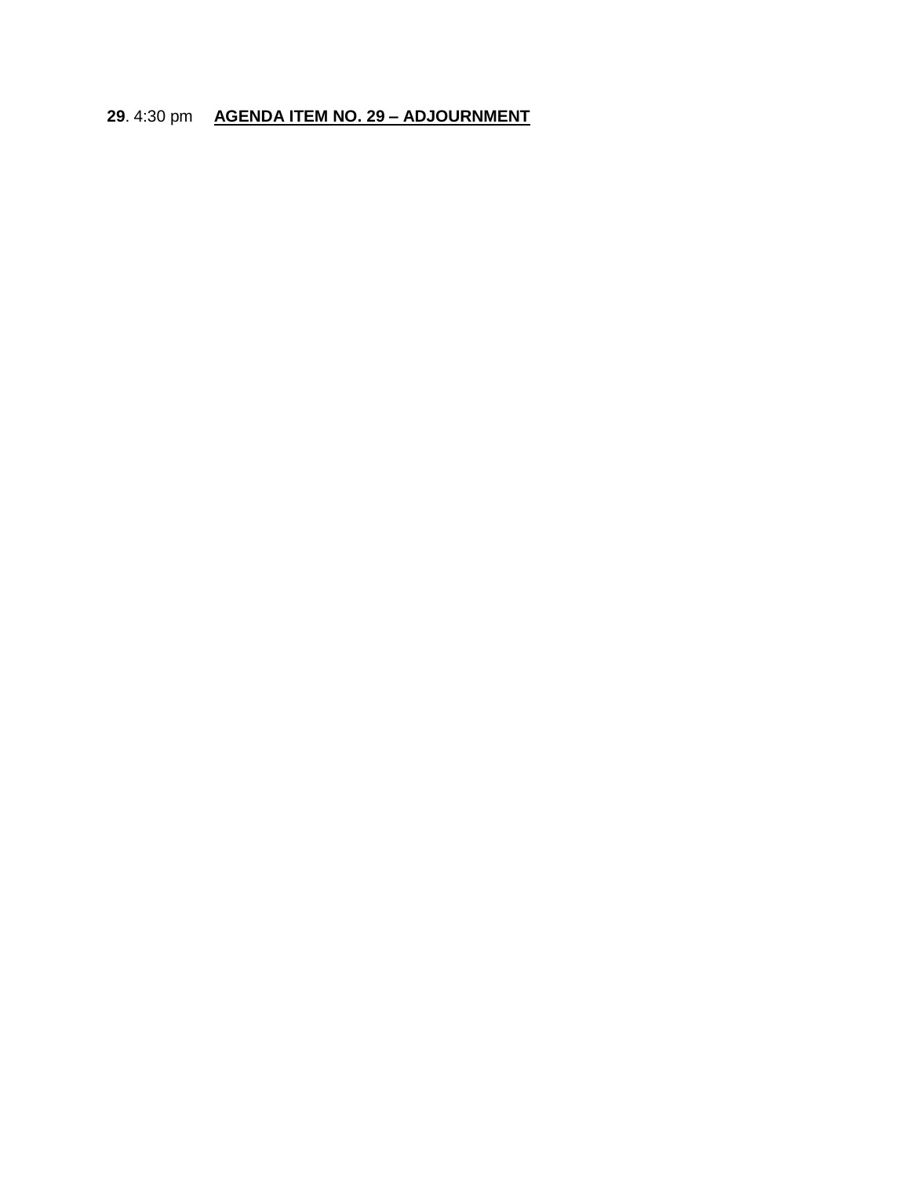**29**. 4:30 pm **AGENDA ITEM NO. 29 – ADJOURNMENT**